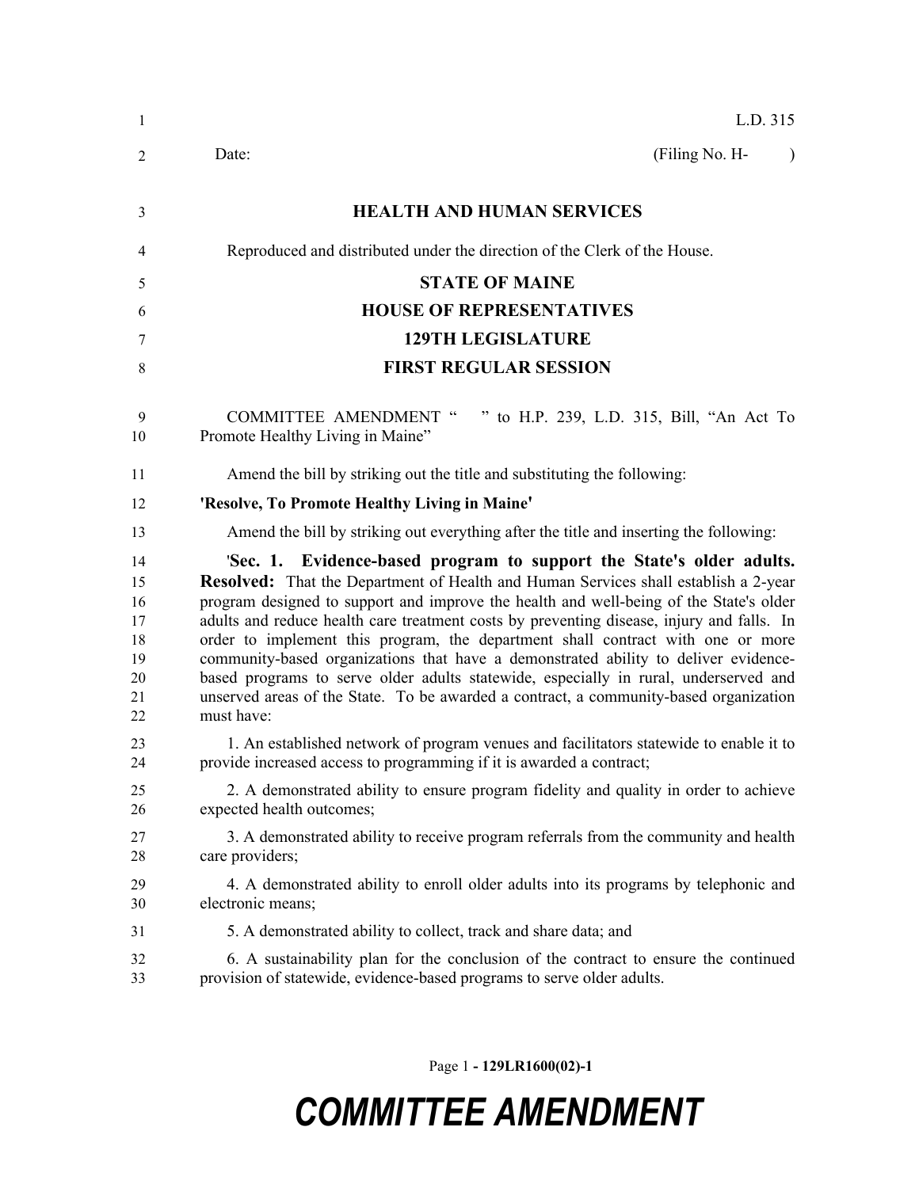L.D. 315

Date: (Filing No. H- )

**HEALTH AND HUMAN SERVICES**

Reproduced and distributed under the direction of the Clerk of the House.

**STATE OF MAINE**

**HOUSE OF REPRESENTATIVES**

**129TH LEGISLATURE**

**FIRST REGULAR SESSION**

COMMITTEE AMENDMENT " " to H.P. 239, L.D. 315, Bill, "An Act To Promote Healthy Living in Maine"

Amend the bill by striking out the title and substituting the following:

**'Resolve, To Promote Healthy Living in Maine'**

Amend the bill by striking out everything after the title and inserting the following:

'**Sec. 1. Evidence-based program to support the State's older adults. Resolved:** That the Department of Health and Human Services shall establish a 2-year program designed to support and improve the health and well-being of the State's older adults and reduce health care treatment costs by preventing disease, injury and falls. In order to implement this program, the department shall contract with one or more community-based organizations that have a demonstrated ability to deliver evidence-based programs to serve older adults statewide, especially in rural, underserved and unserved areas of the State. To be awarded a contract, a community-based organization must have:

1. An established network of program venues and facilitators statewide to enable it to provide increased access to programming if it is awarded a contract;

2. A demonstrated ability to ensure program fidelity and quality in order to achieve expected health outcomes;

3. A demonstrated ability to receive program referrals from the community and health care providers;

4. A demonstrated ability to enroll older adults into its programs by telephonic and electronic means;

5. A demonstrated ability to collect, track and share data; and

6. A sustainability plan for the conclusion of the contract to ensure the continued provision of statewide, evidence-based programs to serve older adults.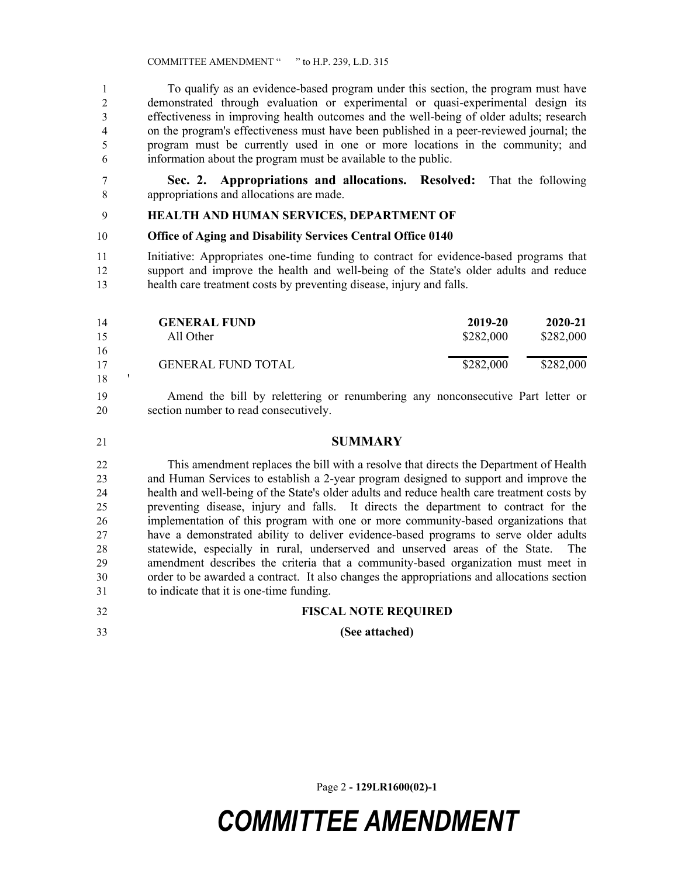To qualify as an evidence-based program under this section, the program must have demonstrated through evaluation or experimental or quasi-experimental design its effectiveness in improving health outcomes and the well-being of older adults; research on the program's effectiveness must have been published in a peer-reviewed journal; the program must be currently used in one or more locations in the community; and information about the program must be available to the public.

**Sec. 2. Appropriations and allocations. Resolved:** That the following appropriations and allocations are made.

**HEALTH AND HUMAN SERVICES, DEPARTMENT OF**

**Office of Aging and Disability Services Central Office 0140**

Initiative: Appropriates one-time funding to contract for evidence-based programs that support and improve the health and well-being of the State's older adults and reduce health care treatment costs by preventing disease, injury and falls.

| GENERAL FUND | 2019-20 | 2020-21 |
|---|---|---|
| All Other | $282,000 | $282,000 |
| GENERAL FUND TOTAL | $282,000 | $282,000 |

'

Amend the bill by relettering or renumbering any nonconsecutive Part letter or section number to read consecutively.

## SUMMARY

This amendment replaces the bill with a resolve that directs the Department of Health and Human Services to establish a 2-year program designed to support and improve the health and well-being of the State's older adults and reduce health care treatment costs by preventing disease, injury and falls. It directs the department to contract for the implementation of this program with one or more community-based organizations that have a demonstrated ability to deliver evidence-based programs to serve older adults statewide, especially in rural, underserved and unserved areas of the State. The amendment describes the criteria that a community-based organization must meet in order to be awarded a contract. It also changes the appropriations and allocations section to indicate that it is one-time funding.

**FISCAL NOTE REQUIRED**

**(See attached)**